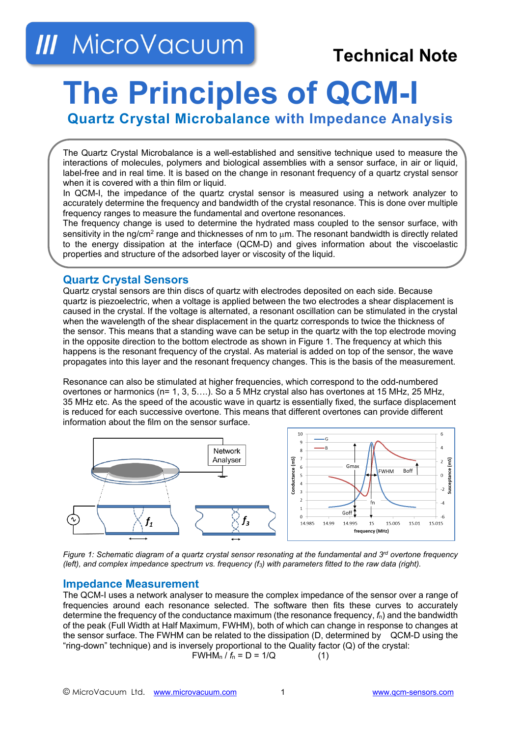Technical Note

# The Principles of QCM-I

## Quartz Crystal Microbalance with Impedance Analysis

The Quartz Crystal Microbalance is a well-established and sensitive technique used to measure the interactions of molecules, polymers and biological assemblies with a sensor surface, in air or liquid, label-free and in real time. It is based on the change in resonant frequency of a quartz crystal sensor when it is covered with a thin film or liquid.
In QCM-I, the impedance of the quartz crystal sensor is measured using a network analyzer to accurately determine the frequency and bandwidth of the crystal resonance. This is done over multiple frequency ranges to measure the fundamental and overtone resonances.
The frequency change is used to determine the hydrated mass coupled to the sensor surface, with sensitivity in the ng/cm$^2$ range and thicknesses of nm to µm. The resonant bandwidth is directly related to the energy dissipation at the interface (QCM-D) and gives information about the viscoelastic properties and structure of the adsorbed layer or viscosity of the liquid.

## Quartz Crystal Sensors

Quartz crystal sensors are thin discs of quartz with electrodes deposited on each side. Because quartz is piezoelectric, when a voltage is applied between the two electrodes a shear displacement is caused in the crystal. If the voltage is alternated, a resonant oscillation can be stimulated in the crystal when the wavelength of the shear displacement in the quartz corresponds to twice the thickness of the sensor. This means that a standing wave can be setup in the quartz with the top electrode moving in the opposite direction to the bottom electrode as shown in Figure 1. The frequency at which this happens is the resonant frequency of the crystal. As material is added on top of the sensor, the wave propagates into this layer and the resonant frequency changes. This is the basis of the measurement.

Resonance can also be stimulated at higher frequencies, which correspond to the odd-numbered overtones or harmonics (n= 1, 3, 5….). So a 5 MHz crystal also has overtones at 15 MHz, 25 MHz, 35 MHz etc. As the speed of the acoustic wave in quartz is essentially fixed, the surface displacement is reduced for each successive overtone. This means that different overtones can provide different information about the film on the sensor surface.

*Figure 1: Schematic diagram of a quartz crystal sensor resonating at the fundamental and 3rd overtone frequency (left), and complex impedance spectrum vs. frequency ($f_3$) with parameters fitted to the raw data (right).*

## Impedance Measurement

The QCM-I uses a network analyser to measure the complex impedance of the sensor over a range of frequencies around each resonance selected. The software then fits these curves to accurately determine the frequency of the conductance maximum (the resonance frequency, $f_n$) and the bandwidth of the peak (Full Width at Half Maximum, FWHM), both of which can change in response to changes at the sensor surface. The FWHM can be related to the dissipation (D, determined by QCM-D using the "ring-down" technique) and is inversely proportional to the Quality factor (Q) of the crystal:

$$FWHM_n / f_n = D = 1/Q \qquad (1)$$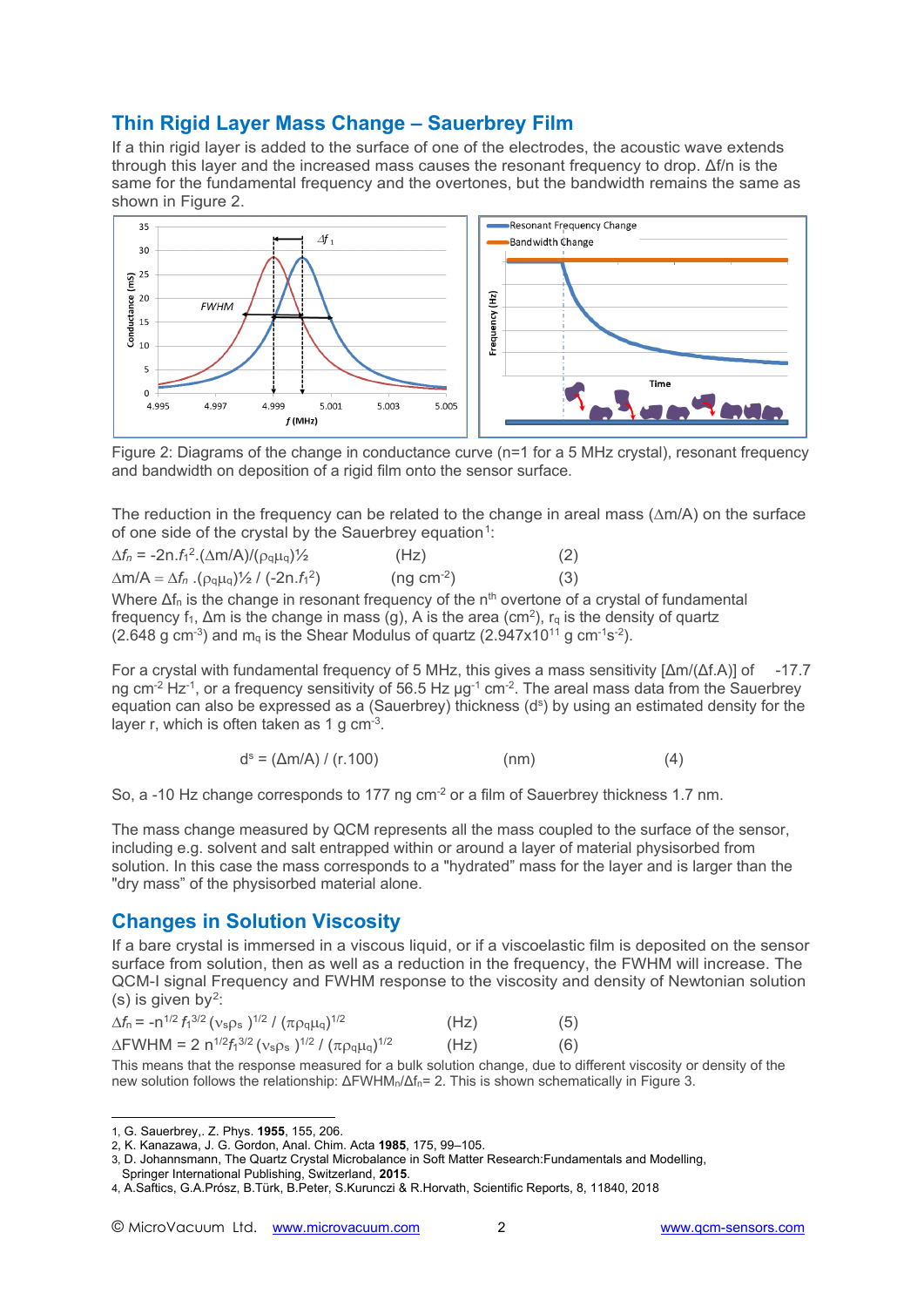## Thin Rigid Layer Mass Change – Sauerbrey Film

If a thin rigid layer is added to the surface of one of the electrodes, the acoustic wave extends through this layer and the increased mass causes the resonant frequency to drop. Δf/n is the same for the fundamental frequency and the overtones, but the bandwidth remains the same as shown in Figure 2.

Figure 2: Diagrams of the change in conductance curve (n=1 for a 5 MHz crystal), resonant frequency and bandwidth on deposition of a rigid film onto the sensor surface.

The reduction in the frequency can be related to the change in areal mass (Δm/A) on the surface of one side of the crystal by the Sauerbrey equation[1]:

$$\Delta f_n = -2n.f_1^2.(\Delta m/A)/(\rho_q\mu_q)^{½} \quad \text{(Hz)} \quad (2)$$

$$\Delta m/A = \Delta f_n.(\rho_q\mu_q)^{½}/(-2n.f_1^2) \quad (\text{ng cm}^{-2}) \quad (3)$$

Where $\Delta f_n$ is the change in resonant frequency of the $n^{th}$ overtone of a crystal of fundamental frequency $f_1$, Δm is the change in mass (g), A is the area ($cm^2$), $r_q$ is the density of quartz (2.648 g $cm^{-3}$) and $m_q$ is the Shear Modulus of quartz ($2.947 \times 10^{11}$ g $cm^{-1}s^{-2}$).

For a crystal with fundamental frequency of 5 MHz, this gives a mass sensitivity [Δm/(Δf.A)] of -17.7 ng $cm^{-2}$ $Hz^{-1}$, or a frequency sensitivity of 56.5 Hz $\mu g^{-1}$ $cm^{-2}$. The areal mass data from the Sauerbrey equation can also be expressed as a (Sauerbrey) thickness ($d^s$) by using an estimated density for the layer r, which is often taken as 1 g $cm^{-3}$.

$$d^s = (\Delta m/A) / (r.100) \quad \text{(nm)} \quad (4)$$

So, a -10 Hz change corresponds to 177 ng $cm^{-2}$ or a film of Sauerbrey thickness 1.7 nm.

The mass change measured by QCM represents all the mass coupled to the surface of the sensor, including e.g. solvent and salt entrapped within or around a layer of material physisorbed from solution. In this case the mass corresponds to a "hydrated" mass for the layer and is larger than the "dry mass" of the physisorbed material alone.

## Changes in Solution Viscosity

If a bare crystal is immersed in a viscous liquid, or if a viscoelastic film is deposited on the sensor surface from solution, then as well as a reduction in the frequency, the FWHM will increase. The QCM-I signal Frequency and FWHM response to the viscosity and density of Newtonian solution (s) is given by[2]:

$$\Delta f_n = -n^{1/2} f_1^{3/2} (\nu_s\rho_s)^{1/2} / (\pi\rho_q\mu_q)^{1/2} \quad \text{(Hz)} \quad (5)$$

$$\Delta FWHM = 2\, n^{1/2} f_1^{3/2} (\nu_s\rho_s)^{1/2} / (\pi\rho_q\mu_q)^{1/2} \quad \text{(Hz)} \quad (6)$$

This means that the response measured for a bulk solution change, due to different viscosity or density of the new solution follows the relationship: $\Delta FWHM_n/\Delta f_n = 2$. This is shown schematically in Figure 3.

---

1, G. Sauerbrey,. Z. Phys. **1955**, 155, 206.
2, K. Kanazawa, J. G. Gordon, Anal. Chim. Acta **1985**, 175, 99–105.
3, D. Johannsmann, The Quartz Crystal Microbalance in Soft Matter Research:Fundamentals and Modelling, Springer International Publishing, Switzerland, **2015**.
4, A.Saftics, G.A.Prósz, B.Türk, B.Peter, S.Kurunczi & R.Horvath, Scientific Reports, 8, 11840, 2018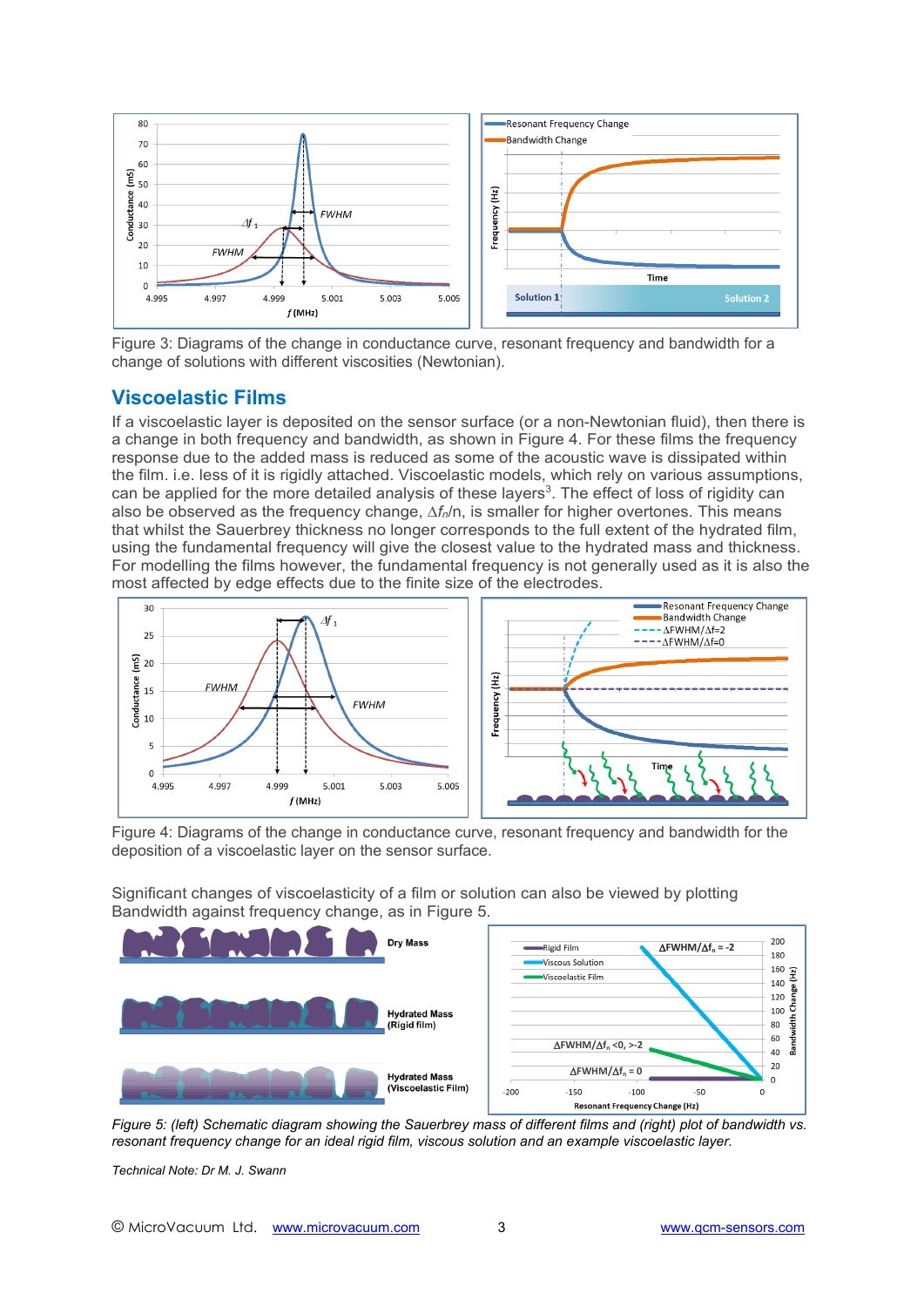80
70
60
50
40
30
20
10
0
Conductance (mS)
FWHM
$\Delta f_1$
FWHM
4.995
4.997
4.999
5.001
5.003
5.005
$f$ (MHz)

Resonant Frequency Change
Bandwidth Change
Frequency (Hz)
Time
Solution 1
Solution 2

Figure 3: Diagrams of the change in conductance curve, resonant frequency and bandwidth for a change of solutions with different viscosities (Newtonian).

## Viscoelastic Films

If a viscoelastic layer is deposited on the sensor surface (or a non-Newtonian fluid), then there is a change in both frequency and bandwidth, as shown in Figure 4. For these films the frequency response due to the added mass is reduced as some of the acoustic wave is dissipated within the film. i.e. less of it is rigidly attached. Viscoelastic models, which rely on various assumptions, can be applied for the more detailed analysis of these layers[3]. The effect of loss of rigidity can also be observed as the frequency change, $\Delta f_n/n$, is smaller for higher overtones. This means that whilst the Sauerbrey thickness no longer corresponds to the full extent of the hydrated film, using the fundamental frequency will give the closest value to the hydrated mass and thickness. For modelling the films however, the fundamental frequency is not generally used as it is also the most affected by edge effects due to the finite size of the electrodes.

30
25
20
15
10
5
0
Conductance (mS)
$\Delta f_1$
FWHM
FWHM
4.995
4.997
4.999
5.001
5.003
5.005
$f$ (MHz)

Resonant Frequency Change
Bandwidth Change
ΔFWHM/Δf=2
ΔFWHM/Δf=0
Frequency (Hz)
Time

Figure 4: Diagrams of the change in conductance curve, resonant frequency and bandwidth for the deposition of a viscoelastic layer on the sensor surface.

Significant changes of viscoelasticity of a film or solution can also be viewed by plotting Bandwidth against frequency change, as in Figure 5.

Dry Mass
Hydrated Mass (Rigid film)
Hydrated Mass (Viscoelastic Film)

Rigid Film
Viscous Solution
Viscoelastic Film
$\Delta FWHM/\Delta f_n = -2$
$\Delta FWHM/\Delta f_n <0, >-2$
$\Delta FWHM/\Delta f_n = 0$
200
180
160
140
120
100
80
60
40
20
0
Bandwidth Change (Hz)
-200
-150
-100
-50
0
Resonant Frequency Change (Hz)

*Figure 5: (left) Schematic diagram showing the Sauerbrey mass of different films and (right) plot of bandwidth vs. resonant frequency change for an ideal rigid film, viscous solution and an example viscoelastic layer.*

*Technical Note: Dr M. J. Swann*

© MicroVacuum Ltd. www.microvacuum.com www.qcm-sensors.com